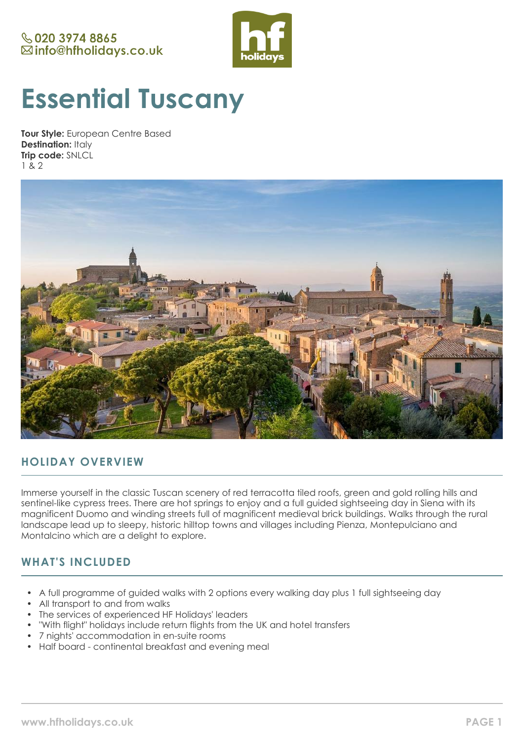020 3974 8865
info@hfholidays.co.uk

# Essential Tuscany

**Tour Style:** European Centre Based
**Destination:** Italy
**Trip code:** SNLCL
1 & 2

## HOLIDAY OVERVIEW

Immerse yourself in the classic Tuscan scenery of red terracotta tiled roofs, green and gold rolling hills and sentinel-like cypress trees. There are hot springs to enjoy and a full guided sightseeing day in Siena with its magnificent Duomo and winding streets full of magnificent medieval brick buildings. Walks through the rural landscape lead up to sleepy, historic hilltop towns and villages including Pienza, Montepulciano and Montalcino which are a delight to explore.

## WHAT'S INCLUDED

- A full programme of guided walks with 2 options every walking day plus 1 full sightseeing day
- All transport to and from walks
- The services of experienced HF Holidays' leaders
- "With flight" holidays include return flights from the UK and hotel transfers
- 7 nights' accommodation in en-suite rooms
- Half board - continental breakfast and evening meal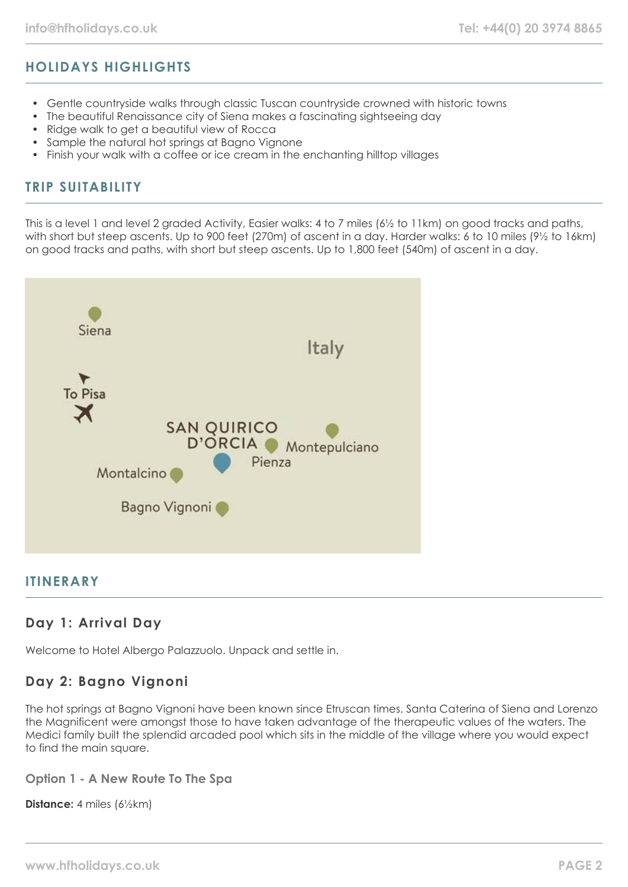## HOLIDAYS HIGHLIGHTS

- Gentle countryside walks through classic Tuscan countryside crowned with historic towns
- The beautiful Renaissance city of Siena makes a fascinating sightseeing day
- Ridge walk to get a beautiful view of Rocca
- Sample the natural hot springs at Bagno Vignone
- Finish your walk with a coffee or ice cream in the enchanting hilltop villages

## TRIP SUITABILITY

This is a level 1 and level 2 graded Activity, Easier walks: 4 to 7 miles (6½ to 11km) on good tracks and paths, with short but steep ascents. Up to 900 feet (270m) of ascent in a day. Harder walks: 6 to 10 miles (9½ to 16km) on good tracks and paths, with short but steep ascents. Up to 1,800 feet (540m) of ascent in a day.

Siena

Italy

To Pisa

SAN QUIRICO D'ORCIA

Montepulciano

Pienza

Montalcino

Bagno Vignoni

## ITINERARY

### Day 1: Arrival Day

Welcome to Hotel Albergo Palazzuolo. Unpack and settle in.

### Day 2: Bagno Vignoni

The hot springs at Bagno Vignoni have been known since Etruscan times. Santa Caterina of Siena and Lorenzo the Magnificent were amongst those to have taken advantage of the therapeutic values of the waters. The Medici family built the splendid arcaded pool which sits in the middle of the village where you would expect to find the main square.

#### Option 1 - A New Route To The Spa

**Distance:** 4 miles (6½km)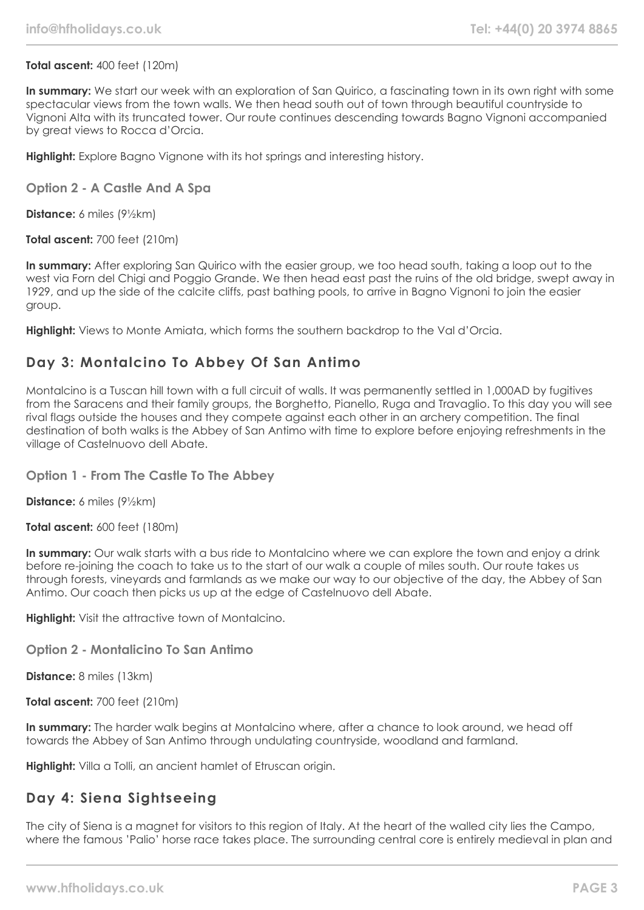**Total ascent:** 400 feet (120m)

**In summary:** We start our week with an exploration of San Quirico, a fascinating town in its own right with some spectacular views from the town walls. We then head south out of town through beautiful countryside to Vignoni Alta with its truncated tower. Our route continues descending towards Bagno Vignoni accompanied by great views to Rocca d'Orcia.

**Highlight:** Explore Bagno Vignone with its hot springs and interesting history.

### Option 2 - A Castle And A Spa

**Distance:** 6 miles (9½km)

**Total ascent:** 700 feet (210m)

**In summary:** After exploring San Quirico with the easier group, we too head south, taking a loop out to the west via Forn del Chigi and Poggio Grande. We then head east past the ruins of the old bridge, swept away in 1929, and up the side of the calcite cliffs, past bathing pools, to arrive in Bagno Vignoni to join the easier group.

**Highlight:** Views to Monte Amiata, which forms the southern backdrop to the Val d'Orcia.

## Day 3: Montalcino To Abbey Of San Antimo

Montalcino is a Tuscan hill town with a full circuit of walls. It was permanently settled in 1,000AD by fugitives from the Saracens and their family groups, the Borghetto, Pianello, Ruga and Travaglio. To this day you will see rival flags outside the houses and they compete against each other in an archery competition. The final destination of both walks is the Abbey of San Antimo with time to explore before enjoying refreshments in the village of Castelnuovo dell Abate.

### Option 1 - From The Castle To The Abbey

**Distance:** 6 miles (9½km)

**Total ascent:** 600 feet (180m)

**In summary:** Our walk starts with a bus ride to Montalcino where we can explore the town and enjoy a drink before re-joining the coach to take us to the start of our walk a couple of miles south. Our route takes us through forests, vineyards and farmlands as we make our way to our objective of the day, the Abbey of San Antimo. Our coach then picks us up at the edge of Castelnuovo dell Abate.

**Highlight:** Visit the attractive town of Montalcino.

### Option 2 - Montalicino To San Antimo

**Distance:** 8 miles (13km)

**Total ascent:** 700 feet (210m)

**In summary:** The harder walk begins at Montalcino where, after a chance to look around, we head off towards the Abbey of San Antimo through undulating countryside, woodland and farmland.

**Highlight:** Villa a Tolli, an ancient hamlet of Etruscan origin.

## Day 4: Siena Sightseeing

The city of Siena is a magnet for visitors to this region of Italy. At the heart of the walled city lies the Campo, where the famous 'Palio' horse race takes place. The surrounding central core is entirely medieval in plan and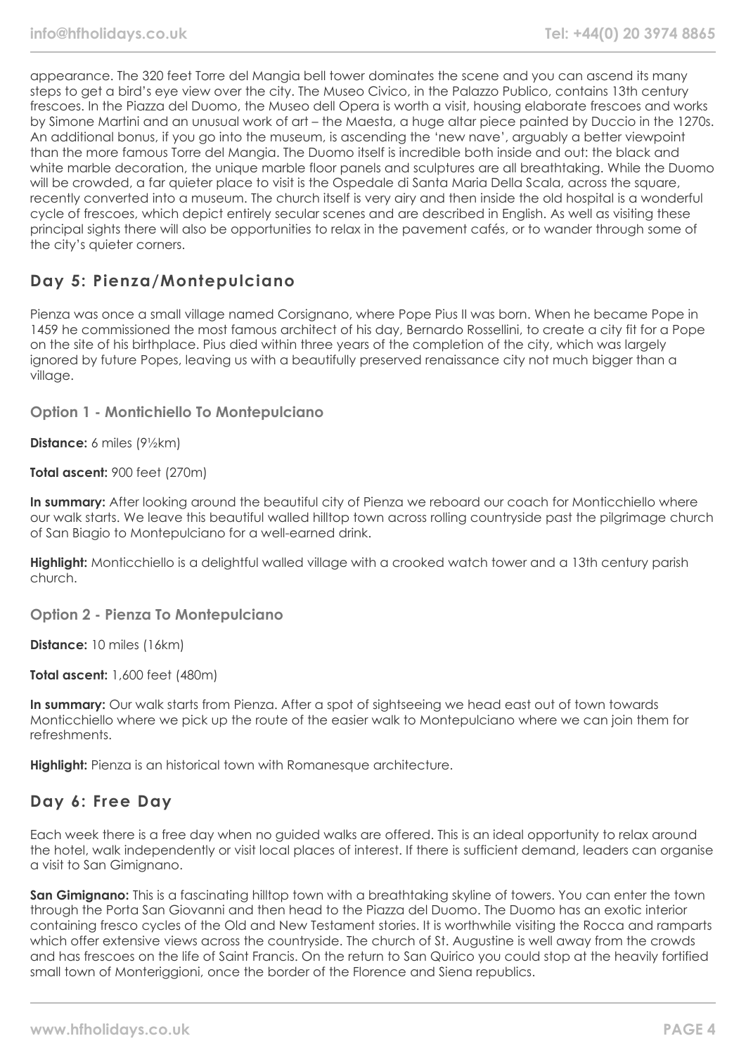appearance. The 320 feet Torre del Mangia bell tower dominates the scene and you can ascend its many steps to get a bird's eye view over the city. The Museo Civico, in the Palazzo Publico, contains 13th century frescoes. In the Piazza del Duomo, the Museo dell Opera is worth a visit, housing elaborate frescoes and works by Simone Martini and an unusual work of art – the Maesta, a huge altar piece painted by Duccio in the 1270s. An additional bonus, if you go into the museum, is ascending the 'new nave', arguably a better viewpoint than the more famous Torre del Mangia. The Duomo itself is incredible both inside and out: the black and white marble decoration, the unique marble floor panels and sculptures are all breathtaking. While the Duomo will be crowded, a far quieter place to visit is the Ospedale di Santa Maria Della Scala, across the square, recently converted into a museum. The church itself is very airy and then inside the old hospital is a wonderful cycle of frescoes, which depict entirely secular scenes and are described in English. As well as visiting these principal sights there will also be opportunities to relax in the pavement cafés, or to wander through some of the city's quieter corners.

## Day 5: Pienza/Montepulciano

Pienza was once a small village named Corsignano, where Pope Pius II was born. When he became Pope in 1459 he commissioned the most famous architect of his day, Bernardo Rossellini, to create a city fit for a Pope on the site of his birthplace. Pius died within three years of the completion of the city, which was largely ignored by future Popes, leaving us with a beautifully preserved renaissance city not much bigger than a village.

### Option 1 - Montichiello To Montepulciano

**Distance:** 6 miles (9½km)

**Total ascent:** 900 feet (270m)

**In summary:** After looking around the beautiful city of Pienza we reboard our coach for Monticchiello where our walk starts. We leave this beautiful walled hilltop town across rolling countryside past the pilgrimage church of San Biagio to Montepulciano for a well-earned drink.

**Highlight:** Monticchiello is a delightful walled village with a crooked watch tower and a 13th century parish church.

### Option 2 - Pienza To Montepulciano

**Distance:** 10 miles (16km)

**Total ascent:** 1,600 feet (480m)

**In summary:** Our walk starts from Pienza. After a spot of sightseeing we head east out of town towards Monticchiello where we pick up the route of the easier walk to Montepulciano where we can join them for refreshments.

**Highlight:** Pienza is an historical town with Romanesque architecture.

## Day 6: Free Day

Each week there is a free day when no guided walks are offered. This is an ideal opportunity to relax around the hotel, walk independently or visit local places of interest. If there is sufficient demand, leaders can organise a visit to San Gimignano.

**San Gimignano:** This is a fascinating hilltop town with a breathtaking skyline of towers. You can enter the town through the Porta San Giovanni and then head to the Piazza del Duomo. The Duomo has an exotic interior containing fresco cycles of the Old and New Testament stories. It is worthwhile visiting the Rocca and ramparts which offer extensive views across the countryside. The church of St. Augustine is well away from the crowds and has frescoes on the life of Saint Francis. On the return to San Quirico you could stop at the heavily fortified small town of Monteriggioni, once the border of the Florence and Siena republics.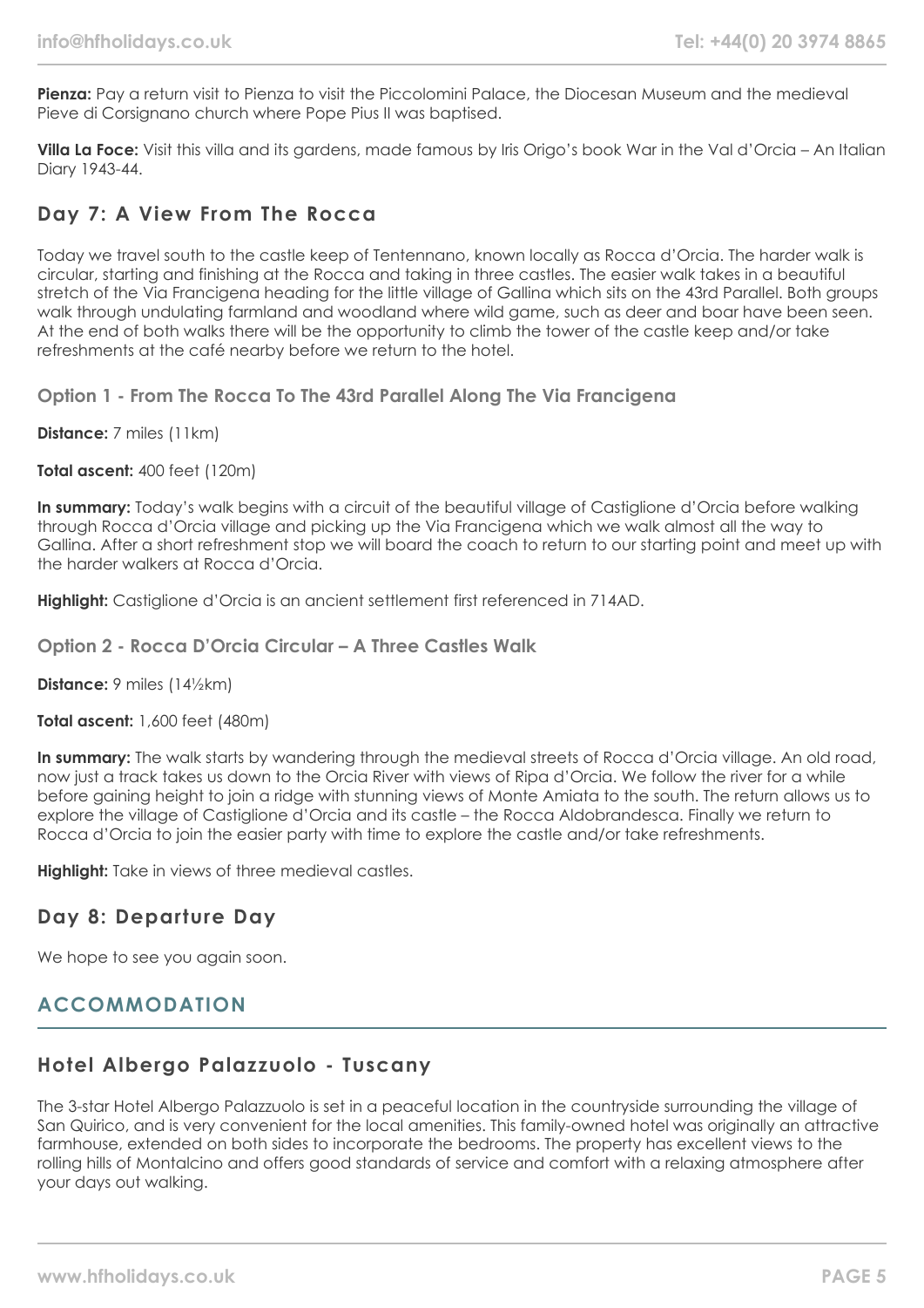**Pienza:** Pay a return visit to Pienza to visit the Piccolomini Palace, the Diocesan Museum and the medieval Pieve di Corsignano church where Pope Pius II was baptised.

**Villa La Foce:** Visit this villa and its gardens, made famous by Iris Origo's book War in the Val d'Orcia – An Italian Diary 1943-44.

## Day 7: A View From The Rocca

Today we travel south to the castle keep of Tentennano, known locally as Rocca d'Orcia. The harder walk is circular, starting and finishing at the Rocca and taking in three castles. The easier walk takes in a beautiful stretch of the Via Francigena heading for the little village of Gallina which sits on the 43rd Parallel. Both groups walk through undulating farmland and woodland where wild game, such as deer and boar have been seen. At the end of both walks there will be the opportunity to climb the tower of the castle keep and/or take refreshments at the café nearby before we return to the hotel.

### Option 1 - From The Rocca To The 43rd Parallel Along The Via Francigena

**Distance:** 7 miles (11km)

**Total ascent:** 400 feet (120m)

**In summary:** Today's walk begins with a circuit of the beautiful village of Castiglione d'Orcia before walking through Rocca d'Orcia village and picking up the Via Francigena which we walk almost all the way to Gallina. After a short refreshment stop we will board the coach to return to our starting point and meet up with the harder walkers at Rocca d'Orcia.

**Highlight:** Castiglione d'Orcia is an ancient settlement first referenced in 714AD.

### Option 2 - Rocca D'Orcia Circular – A Three Castles Walk

**Distance:** 9 miles (14½km)

**Total ascent:** 1,600 feet (480m)

**In summary:** The walk starts by wandering through the medieval streets of Rocca d'Orcia village. An old road, now just a track takes us down to the Orcia River with views of Ripa d'Orcia. We follow the river for a while before gaining height to join a ridge with stunning views of Monte Amiata to the south. The return allows us to explore the village of Castiglione d'Orcia and its castle – the Rocca Aldobrandesca. Finally we return to Rocca d'Orcia to join the easier party with time to explore the castle and/or take refreshments.

**Highlight:** Take in views of three medieval castles.

## Day 8: Departure Day

We hope to see you again soon.

# ACCOMMODATION

## Hotel Albergo Palazzuolo - Tuscany

The 3-star Hotel Albergo Palazzuolo is set in a peaceful location in the countryside surrounding the village of San Quirico, and is very convenient for the local amenities. This family-owned hotel was originally an attractive farmhouse, extended on both sides to incorporate the bedrooms. The property has excellent views to the rolling hills of Montalcino and offers good standards of service and comfort with a relaxing atmosphere after your days out walking.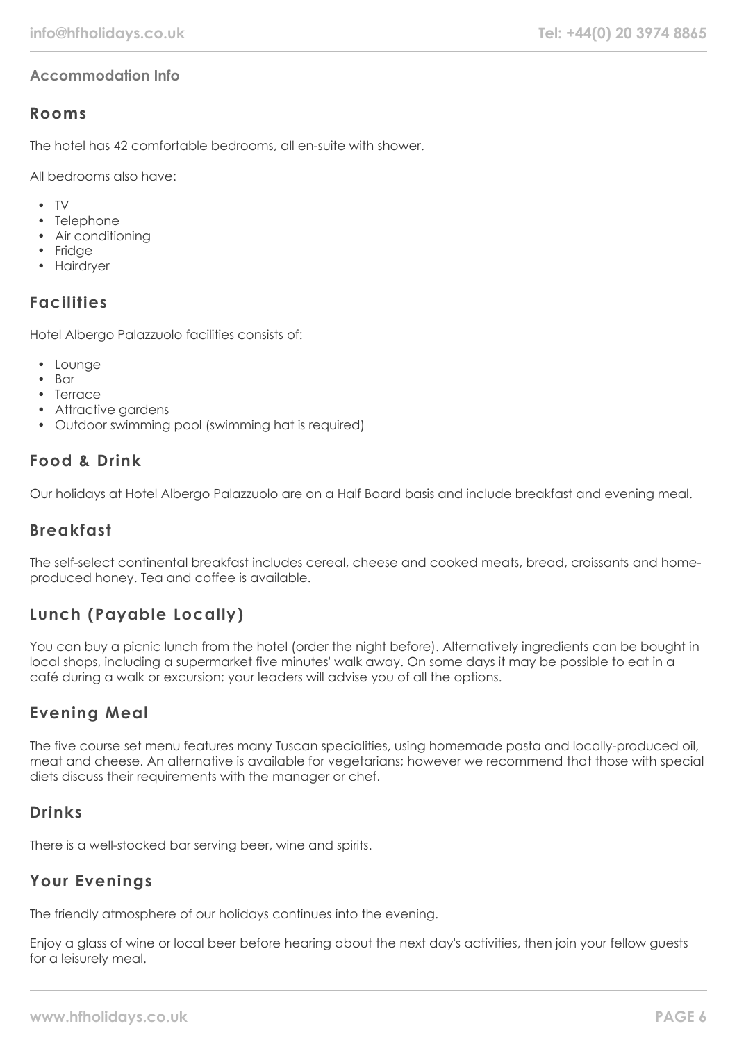### Accommodation Info

## Rooms

The hotel has 42 comfortable bedrooms, all en-suite with shower.

All bedrooms also have:

- TV
- Telephone
- Air conditioning
- Fridge
- Hairdryer

## Facilities

Hotel Albergo Palazzuolo facilities consists of:

- Lounge
- Bar
- Terrace
- Attractive gardens
- Outdoor swimming pool (swimming hat is required)

## Food & Drink

Our holidays at Hotel Albergo Palazzuolo are on a Half Board basis and include breakfast and evening meal.

## Breakfast

The self-select continental breakfast includes cereal, cheese and cooked meats, bread, croissants and home-produced honey. Tea and coffee is available.

## Lunch (Payable Locally)

You can buy a picnic lunch from the hotel (order the night before). Alternatively ingredients can be bought in local shops, including a supermarket five minutes' walk away. On some days it may be possible to eat in a café during a walk or excursion; your leaders will advise you of all the options.

## Evening Meal

The five course set menu features many Tuscan specialities, using homemade pasta and locally-produced oil, meat and cheese. An alternative is available for vegetarians; however we recommend that those with special diets discuss their requirements with the manager or chef.

## Drinks

There is a well-stocked bar serving beer, wine and spirits.

## Your Evenings

The friendly atmosphere of our holidays continues into the evening.

Enjoy a glass of wine or local beer before hearing about the next day's activities, then join your fellow guests for a leisurely meal.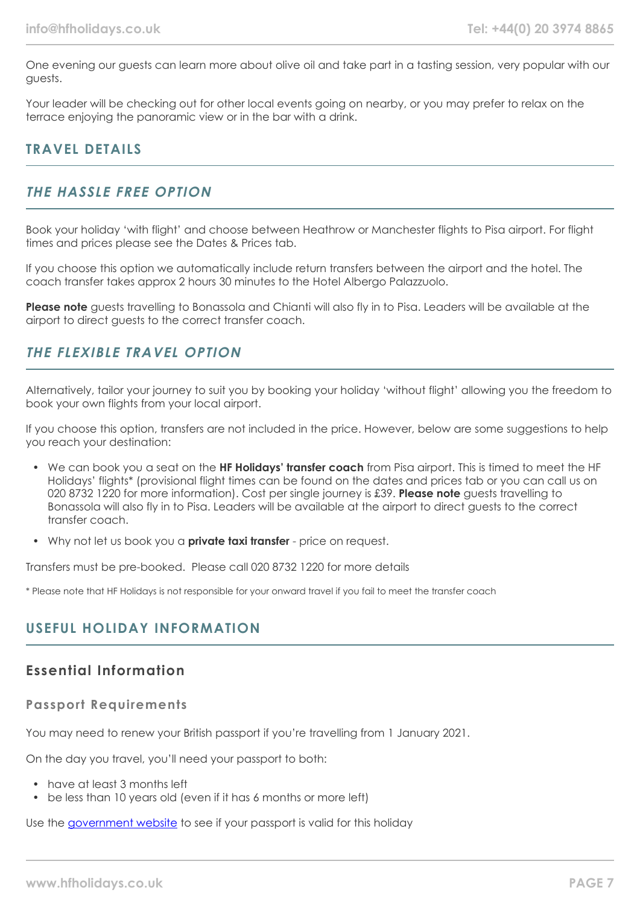One evening our guests can learn more about olive oil and take part in a tasting session, very popular with our guests.

Your leader will be checking out for other local events going on nearby, or you may prefer to relax on the terrace enjoying the panoramic view or in the bar with a drink.

## TRAVEL DETAILS

### *THE HASSLE FREE OPTION*

Book your holiday 'with flight' and choose between Heathrow or Manchester flights to Pisa airport. For flight times and prices please see the Dates & Prices tab.

If you choose this option we automatically include return transfers between the airport and the hotel. The coach transfer takes approx 2 hours 30 minutes to the Hotel Albergo Palazzuolo.

**Please note** guests travelling to Bonassola and Chianti will also fly in to Pisa. Leaders will be available at the airport to direct guests to the correct transfer coach.

### *THE FLEXIBLE TRAVEL OPTION*

Alternatively, tailor your journey to suit you by booking your holiday 'without flight' allowing you the freedom to book your own flights from your local airport.

If you choose this option, transfers are not included in the price. However, below are some suggestions to help you reach your destination:

- We can book you a seat on the **HF Holidays' transfer coach** from Pisa airport. This is timed to meet the HF Holidays' flights* (provisional flight times can be found on the dates and prices tab or you can call us on 020 8732 1220 for more information). Cost per single journey is £39. **Please note** guests travelling to Bonassola will also fly in to Pisa. Leaders will be available at the airport to direct guests to the correct transfer coach.
- Why not let us book you a **private taxi transfer** - price on request.

Transfers must be pre-booked. Please call 020 8732 1220 for more details

* Please note that HF Holidays is not responsible for your onward travel if you fail to meet the transfer coach

## USEFUL HOLIDAY INFORMATION

### Essential Information

#### Passport Requirements

You may need to renew your British passport if you're travelling from 1 January 2021.

On the day you travel, you'll need your passport to both:

- have at least 3 months left
- be less than 10 years old (even if it has 6 months or more left)

Use the [government website]() to see if your passport is valid for this holiday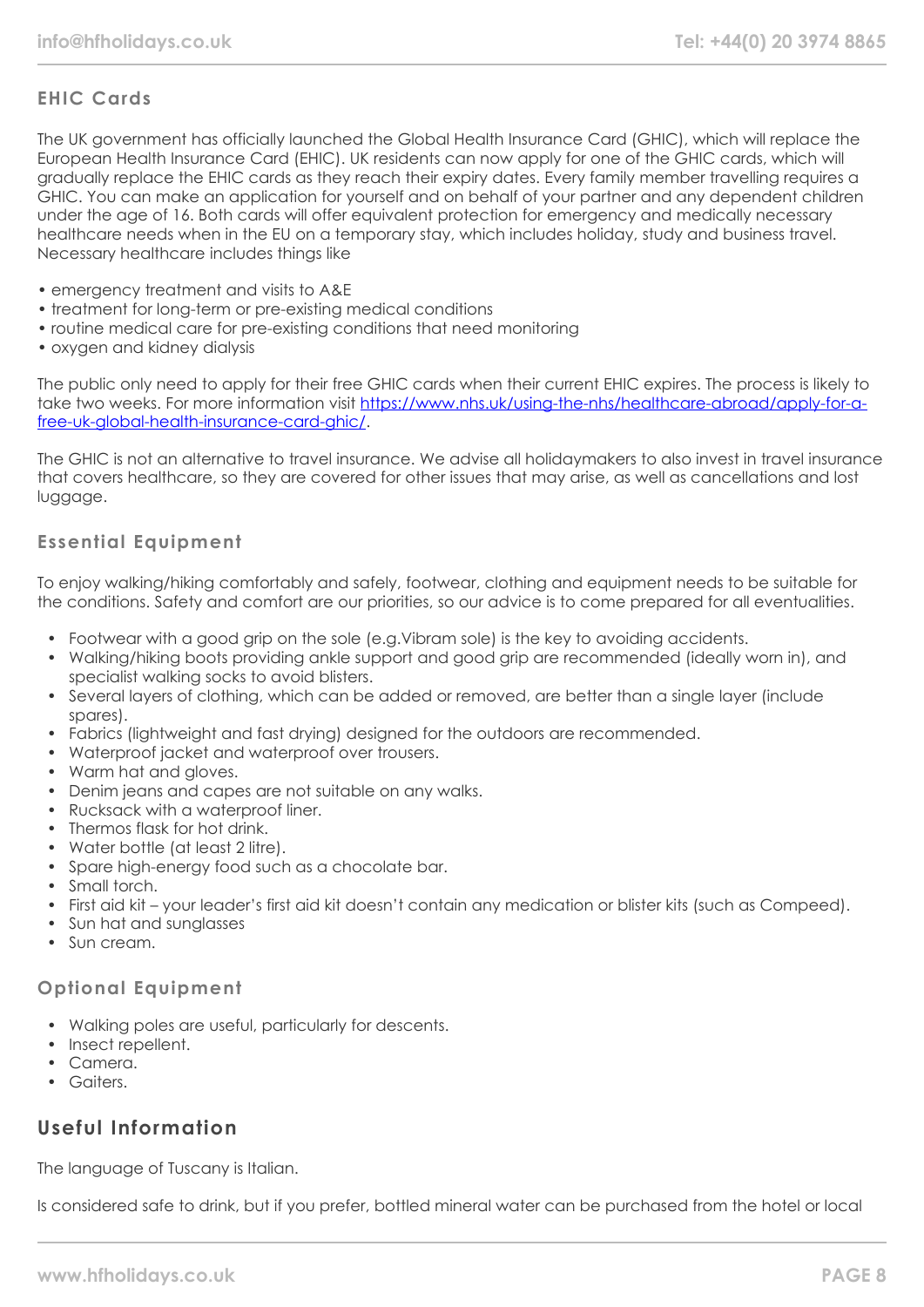### EHIC Cards

The UK government has officially launched the Global Health Insurance Card (GHIC), which will replace the European Health Insurance Card (EHIC). UK residents can now apply for one of the GHIC cards, which will gradually replace the EHIC cards as they reach their expiry dates. Every family member travelling requires a GHIC. You can make an application for yourself and on behalf of your partner and any dependent children under the age of 16. Both cards will offer equivalent protection for emergency and medically necessary healthcare needs when in the EU on a temporary stay, which includes holiday, study and business travel. Necessary healthcare includes things like

- emergency treatment and visits to A&E
- treatment for long-term or pre-existing medical conditions
- routine medical care for pre-existing conditions that need monitoring
- oxygen and kidney dialysis

The public only need to apply for their free GHIC cards when their current EHIC expires. The process is likely to take two weeks. For more information visit [https://www.nhs.uk/using-the-nhs/healthcare-abroad/apply-for-a-free-uk-global-health-insurance-card-ghic/](https://www.nhs.uk/using-the-nhs/healthcare-abroad/apply-for-a-free-uk-global-health-insurance-card-ghic/).

The GHIC is not an alternative to travel insurance. We advise all holidaymakers to also invest in travel insurance that covers healthcare, so they are covered for other issues that may arise, as well as cancellations and lost luggage.

### Essential Equipment

To enjoy walking/hiking comfortably and safely, footwear, clothing and equipment needs to be suitable for the conditions. Safety and comfort are our priorities, so our advice is to come prepared for all eventualities.

- Footwear with a good grip on the sole (e.g.Vibram sole) is the key to avoiding accidents.
- Walking/hiking boots providing ankle support and good grip are recommended (ideally worn in), and specialist walking socks to avoid blisters.
- Several layers of clothing, which can be added or removed, are better than a single layer (include spares).
- Fabrics (lightweight and fast drying) designed for the outdoors are recommended.
- Waterproof jacket and waterproof over trousers.
- Warm hat and gloves.
- Denim jeans and capes are not suitable on any walks.
- Rucksack with a waterproof liner.
- Thermos flask for hot drink.
- Water bottle (at least 2 litre).
- Spare high-energy food such as a chocolate bar.
- Small torch.
- First aid kit – your leader's first aid kit doesn't contain any medication or blister kits (such as Compeed).
- Sun hat and sunglasses
- Sun cream.

### Optional Equipment

- Walking poles are useful, particularly for descents.
- Insect repellent.
- Camera.
- Gaiters.

## Useful Information

The language of Tuscany is Italian.

Is considered safe to drink, but if you prefer, bottled mineral water can be purchased from the hotel or local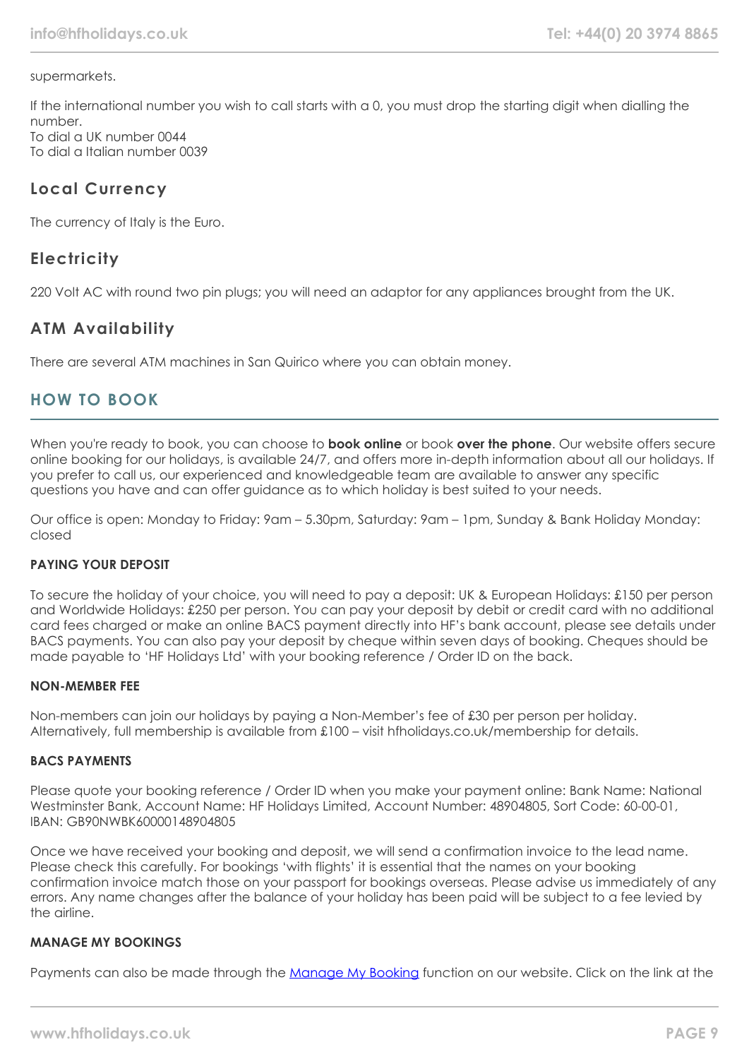supermarkets.

If the international number you wish to call starts with a 0, you must drop the starting digit when dialling the number.
To dial a UK number 0044
To dial a Italian number 0039

### Local Currency

The currency of Italy is the Euro.

### Electricity

220 Volt AC with round two pin plugs; you will need an adaptor for any appliances brought from the UK.

### ATM Availability

There are several ATM machines in San Quirico where you can obtain money.

## HOW TO BOOK

When you're ready to book, you can choose to **book online** or book **over the phone**. Our website offers secure online booking for our holidays, is available 24/7, and offers more in-depth information about all our holidays. If you prefer to call us, our experienced and knowledgeable team are available to answer any specific questions you have and can offer guidance as to which holiday is best suited to your needs.

Our office is open: Monday to Friday: 9am – 5.30pm, Saturday: 9am – 1pm, Sunday & Bank Holiday Monday: closed

#### PAYING YOUR DEPOSIT

To secure the holiday of your choice, you will need to pay a deposit: UK & European Holidays: £150 per person and Worldwide Holidays: £250 per person. You can pay your deposit by debit or credit card with no additional card fees charged or make an online BACS payment directly into HF's bank account, please see details under BACS payments. You can also pay your deposit by cheque within seven days of booking. Cheques should be made payable to 'HF Holidays Ltd' with your booking reference / Order ID on the back.

#### NON-MEMBER FEE

Non-members can join our holidays by paying a Non-Member's fee of £30 per person per holiday. Alternatively, full membership is available from £100 – visit hfholidays.co.uk/membership for details.

#### BACS PAYMENTS

Please quote your booking reference / Order ID when you make your payment online: Bank Name: National Westminster Bank, Account Name: HF Holidays Limited, Account Number: 48904805, Sort Code: 60-00-01, IBAN: GB90NWBK60000148904805

Once we have received your booking and deposit, we will send a confirmation invoice to the lead name. Please check this carefully. For bookings 'with flights' it is essential that the names on your booking confirmation invoice match those on your passport for bookings overseas. Please advise us immediately of any errors. Any name changes after the balance of your holiday has been paid will be subject to a fee levied by the airline.

#### MANAGE MY BOOKINGS

Payments can also be made through the [Manage My Booking] function on our website. Click on the link at the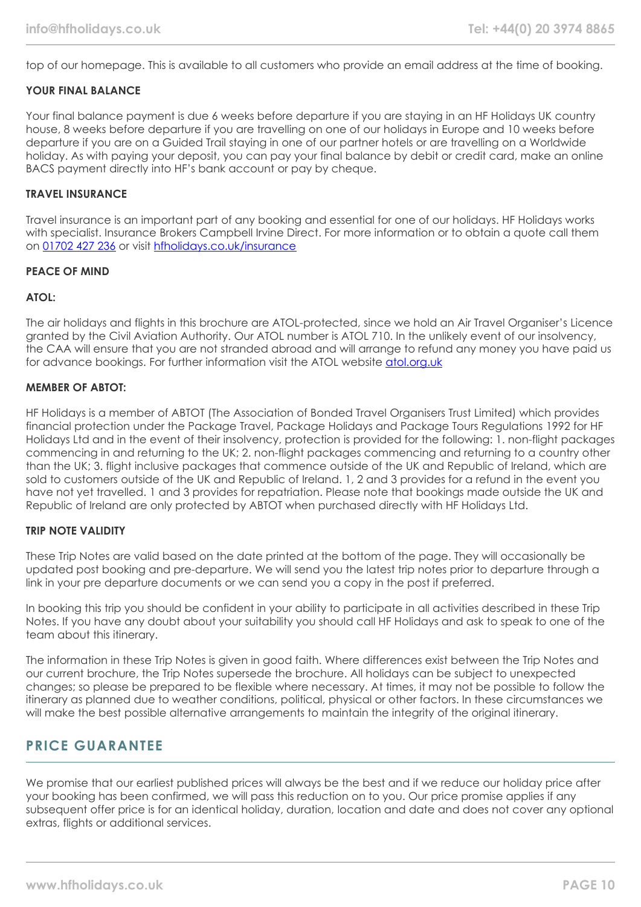top of our homepage. This is available to all customers who provide an email address at the time of booking.

#### YOUR FINAL BALANCE

Your final balance payment is due 6 weeks before departure if you are staying in an HF Holidays UK country house, 8 weeks before departure if you are travelling on one of our holidays in Europe and 10 weeks before departure if you are on a Guided Trail staying in one of our partner hotels or are travelling on a Worldwide holiday. As with paying your deposit, you can pay your final balance by debit or credit card, make an online BACS payment directly into HF's bank account or pay by cheque.

#### TRAVEL INSURANCE

Travel insurance is an important part of any booking and essential for one of our holidays. HF Holidays works with specialist. Insurance Brokers Campbell Irvine Direct. For more information or to obtain a quote call them on [01702 427 236](tel:01702427236) or visit [hfholidays.co.uk/insurance](https://hfholidays.co.uk/insurance)

#### PEACE OF MIND

#### ATOL:

The air holidays and flights in this brochure are ATOL-protected, since we hold an Air Travel Organiser's Licence granted by the Civil Aviation Authority. Our ATOL number is ATOL 710. In the unlikely event of our insolvency, the CAA will ensure that you are not stranded abroad and will arrange to refund any money you have paid us for advance bookings. For further information visit the ATOL website [atol.org.uk](https://atol.org.uk)

#### MEMBER OF ABTOT:

HF Holidays is a member of ABTOT (The Association of Bonded Travel Organisers Trust Limited) which provides financial protection under the Package Travel, Package Holidays and Package Tours Regulations 1992 for HF Holidays Ltd and in the event of their insolvency, protection is provided for the following: 1. non-flight packages commencing in and returning to the UK; 2. non-flight packages commencing and returning to a country other than the UK; 3. flight inclusive packages that commence outside of the UK and Republic of Ireland, which are sold to customers outside of the UK and Republic of Ireland. 1, 2 and 3 provides for a refund in the event you have not yet travelled. 1 and 3 provides for repatriation. Please note that bookings made outside the UK and Republic of Ireland are only protected by ABTOT when purchased directly with HF Holidays Ltd.

#### TRIP NOTE VALIDITY

These Trip Notes are valid based on the date printed at the bottom of the page. They will occasionally be updated post booking and pre-departure. We will send you the latest trip notes prior to departure through a link in your pre departure documents or we can send you a copy in the post if preferred.

In booking this trip you should be confident in your ability to participate in all activities described in these Trip Notes. If you have any doubt about your suitability you should call HF Holidays and ask to speak to one of the team about this itinerary.

The information in these Trip Notes is given in good faith. Where differences exist between the Trip Notes and our current brochure, the Trip Notes supersede the brochure. All holidays can be subject to unexpected changes; so please be prepared to be flexible where necessary. At times, it may not be possible to follow the itinerary as planned due to weather conditions, political, physical or other factors. In these circumstances we will make the best possible alternative arrangements to maintain the integrity of the original itinerary.

## PRICE GUARANTEE

We promise that our earliest published prices will always be the best and if we reduce our holiday price after your booking has been confirmed, we will pass this reduction on to you. Our price promise applies if any subsequent offer price is for an identical holiday, duration, location and date and does not cover any optional extras, flights or additional services.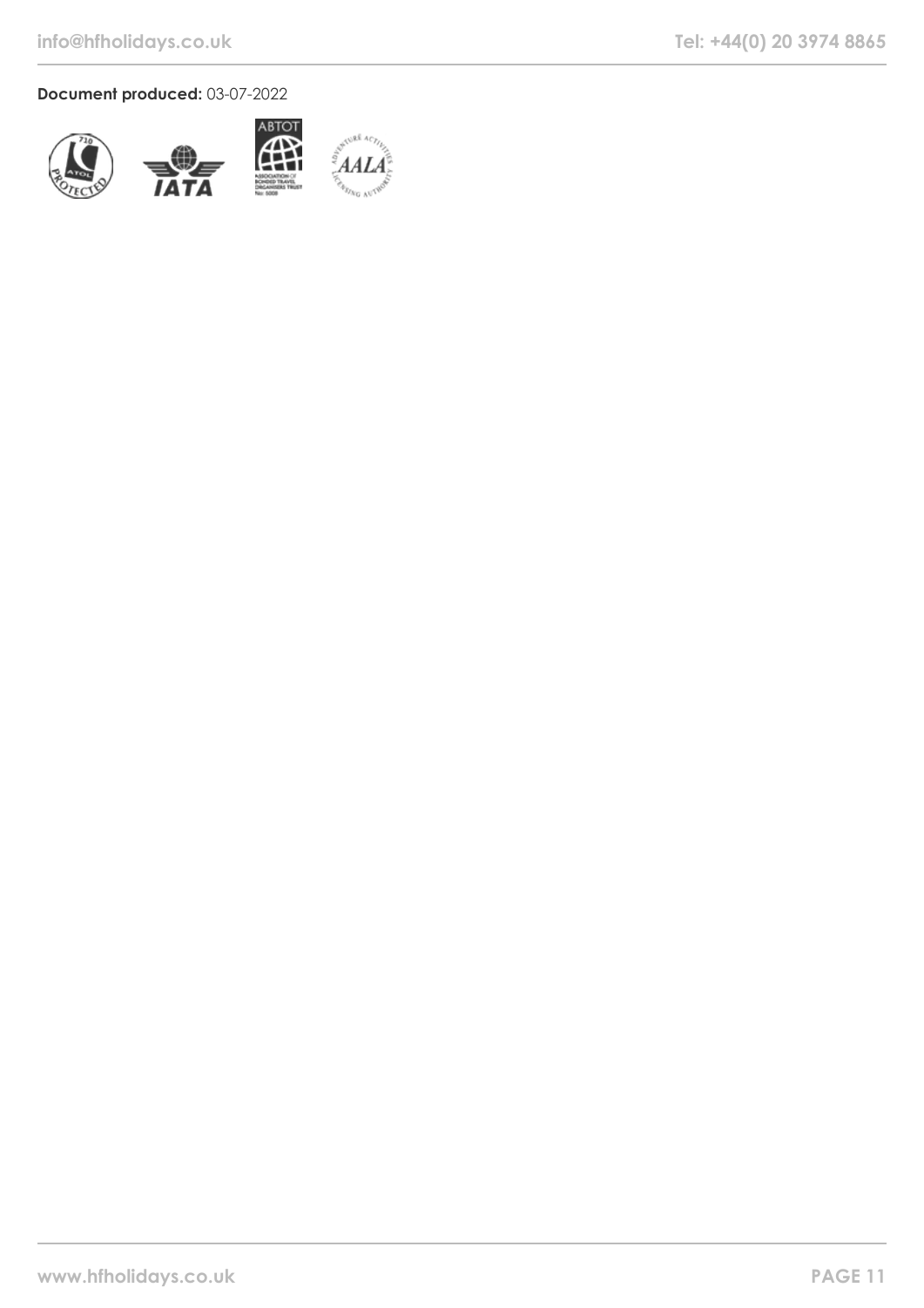**Document produced:** 03-07-2022